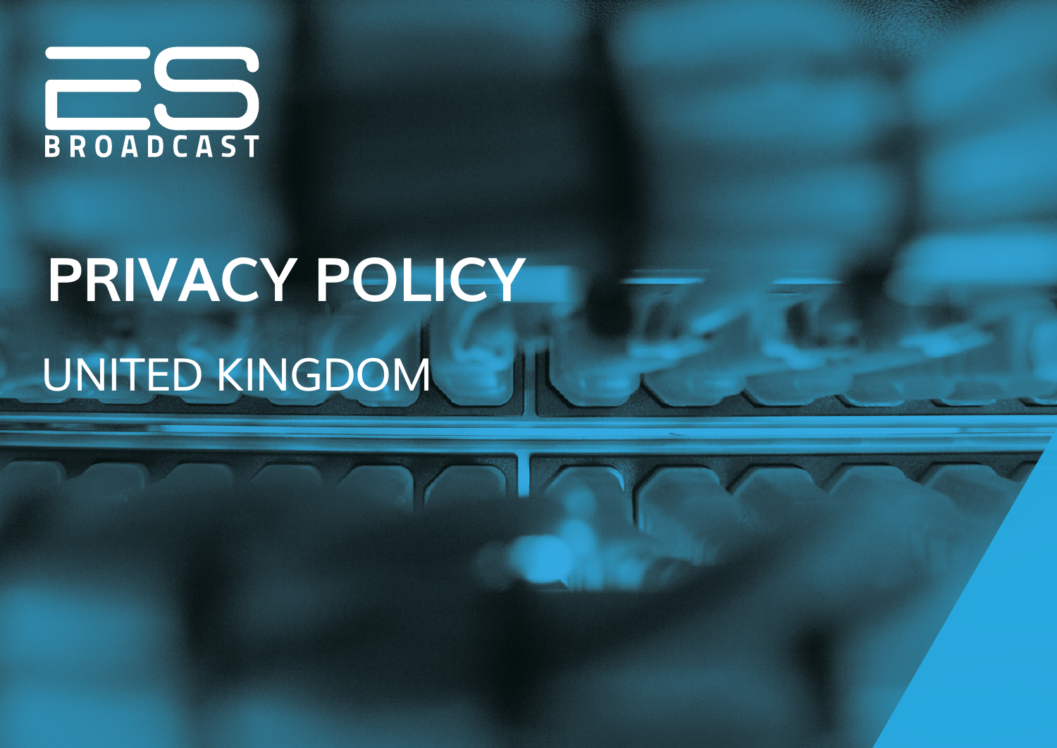ES BROADCAST

# PRIVACY POLICY

## UNITED KINGDOM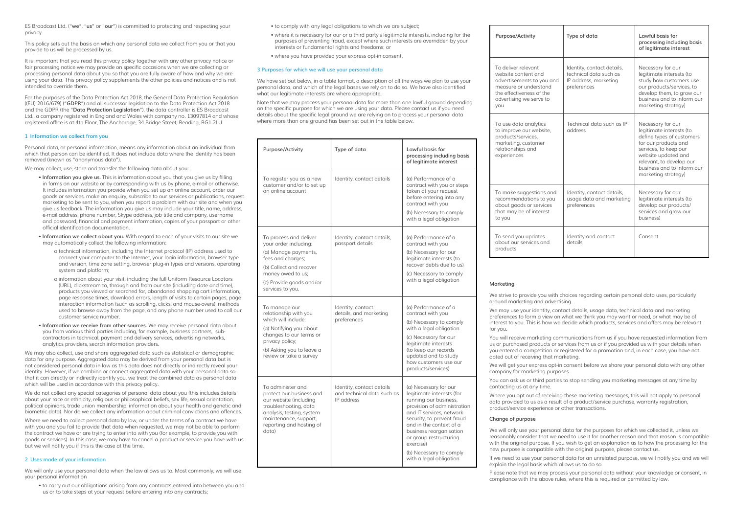ES Broadcast Ltd. ("**we**", "**us**" or "**our**") is committed to protecting and respecting your privacy.

This policy sets out the basis on which any personal data we collect from you or that you provide to us will be processed by us.

It is important that you read this privacy policy together with any other privacy notice or fair processing notice we may provide on specific occasions when we are collecting or processing personal data about you so that you are fully aware of how and why we are using your data. This privacy policy supplements the other policies and notices and is not intended to override them.

For the purposes of the Data Protection Act 2018, the General Data Protection Regulation ((EU) 2016/679) ("**GDPR**") and all successor legislation to the Data Protection Act 2018 and the GDPR (the "**Data Protection Legislation**"), the data controller is ES Broadcast Ltd., a company registered in England and Wales with company no. 13097814 and whose registered office is at 4th Floor, The Anchorage, 34 Bridge Street, Reading, RG1 2LU.

## 1 Information we collect from you

Personal data, or personal information, means any information about an individual from which that person can be identified. It does not include data where the identity has been removed (known as "anonymous data").

We may collect, use, store and transfer the following data about you:

- **Information you give us.** This is information about you that you give us by filling in forms on our website or by corresponding with us by phone, e-mail or otherwise. It includes information you provide when you set up an online account, order our goods or services, make an enquiry, subscribe to our services or publications, request marketing to be sent to you, when you report a problem with our site and when you give us feedback. The information you give us may include your title, name, address, e-mail address, phone number, Skype address, job title and company, username and password, financial and payment information, copies of your passport or other official identification documentation.
- **Information we collect about you.** With regard to each of your visits to our site we may automatically collect the following information:
    - o technical information, including the Internet protocol (IP) address used to connect your computer to the Internet, your login information, browser type and version, time zone setting, browser plug-in types and versions, operating system and platform;
    - o information about your visit, including the full Uniform Resource Locators (URL), clickstream to, through and from our site (including date and time), products you viewed or searched for, abandoned shopping cart information, page response times, download errors, length of visits to certain pages, page interaction information (such as scrolling, clicks, and mouse-overs), methods used to browse away from the page, and any phone number used to call our customer service number.
- **Information we receive from other sources.** We may receive personal data about you from various third parties including, for example, business partners, sub-contractors in technical, payment and delivery services, advertising networks, analytics providers, search information providers.

We may also collect, use and share aggregated data such as statistical or demographic data for any purpose. Aggregated data may be derived from your personal data but is not considered personal data in law as this data does not directly or indirectly reveal your identity. However, if we combine or connect aggregated data with your personal data so that it can directly or indirectly identify you, we treat the combined data as personal data which will be used in accordance with this privacy policy.

We do not collect any special categories of personal data about you (this includes details about your race or ethnicity, religious or philosophical beliefs, sex life, sexual orientation, political opinions, trade union membership, information about your health and genetic and biometric data). Nor do we collect any information about criminal convictions and offences.

Where we need to collect personal data by law, or under the terms of a contract we have with you and you fail to provide that data when requested, we may not be able to perform the contract we have or are trying to enter into with you (for example, to provide you with goods or services). In this case, we may have to cancel a product or service you have with us but we will notify you if this is the case at the time.

## 2 Uses made of your information

We will only use your personal data when the law allows us to. Most commonly, we will use your personal information

- to carry out our obligations arising from any contracts entered into between you and us or to take steps at your request before entering into any contracts;
- to comply with any legal obligations to which we are subject;
- where it is necessary for our or a third party's legitimate interests, including for the purposes of preventing fraud, except where such interests are overridden by your interests or fundamental rights and freedoms; or
- where you have provided your express opt-in consent.

## 3 Purposes for which we will use your personal data

We have set out below, in a table format, a description of all the ways we plan to use your personal data, and which of the legal bases we rely on to do so. We have also identified what our legitimate interests are where appropriate.

Note that we may process your personal data for more than one lawful ground depending on the specific purpose for which we are using your data. Please contact us if you need details about the specific legal ground we are relying on to process your personal data where more than one ground has been set out in the table below.

| Purpose/Activity | Type of data | Lawful basis for processing including basis of legitimate interest |
|---|---|---|
| To register you as a new customer and/or to set up an online account | Identity, contact details | (a) Performance of a contract with you or steps taken at your request before entering into any contract with you<br>(b) Necessary to comply with a legal obligation |
| To process and deliver your order including:<br>(a) Manage payments, fees and charges;<br>(b) Collect and recover money owed to us;<br>(c) Provide goods and/or services to you. | Identity, contact details, passport details | (a) Performance of a contract with you<br>(b) Necessary for our legitimate interests (to recover debts due to us)<br>(c) Necessary to comply with a legal obligation |
| To manage our relationship with you which will include:<br>(a) Notifying you about changes to our terms or privacy policy;<br>(b) Asking you to leave a review or take a survey | Identity, contact details, and marketing preferences | (a) Performance of a contract with you<br>(b) Necessary to comply with a legal obligation<br>(c) Necessary for our legitimate interests (to keep our records updated and to study how customers use our products/services) |
| To administer and protect our business and our website (including troubleshooting, data analysis, testing, system maintenance, support, reporting and hosting of data) | Identity, contact details and technical data such as IP address | (a) Necessary for our legitimate interests (for running our business, provision of administration and IT services, network security, to prevent fraud and in the context of a business reorganisation or group restructuring exercise)<br>(b) Necessary to comply with a legal obligation |
| To deliver relevant website content and advertisements to you and measure or understand the effectiveness of the advertising we serve to you | Identity, contact details, technical data such as IP address, marketing preferences | Necessary for our legitimate interests (to study how customers use our products/services, to develop them, to grow our business and to inform our marketing strategy) |
| To use data analytics to improve our website, products/services, marketing, customer relationships and experiences | Technical data such as IP address | Necessary for our legitimate interests (to define types of customers for our products and services, to keep our website updated and relevant, to develop our business and to inform our marketing strategy) |
| To make suggestions and recommendations to you about goods or services that may be of interest to you | Identity, contact details, usage data and marketing preferences | Necessary for our legitimate interests (to develop our products/services and grow our business) |
| To send you updates about our services and products | Identity and contact details | Consent |

### Marketing

We strive to provide you with choices regarding certain personal data uses, particularly around marketing and advertising.

We may use your identity, contact details, usage data, technical data and marketing preferences to form a view on what we think you may want or need, or what may be of interest to you. This is how we decide which products, services and offers may be relevant for you.

You will receive marketing communications from us if you have requested information from us or purchased products or services from us or if you provided us with your details when you entered a competition or registered for a promotion and, in each case, you have not opted out of receiving that marketing.

We will get your express opt-in consent before we share your personal data with any other company for marketing purposes.

You can ask us or third parties to stop sending you marketing messages at any time by contacting us at any time.

Where you opt out of receiving these marketing messages, this will not apply to personal data provided to us as a result of a product/service purchase, warranty registration, product/service experience or other transactions.

### Change of purpose

We will only use your personal data for the purposes for which we collected it, unless we reasonably consider that we need to use it for another reason and that reason is compatible with the original purpose. If you wish to get an explanation as to how the processing for the new purpose is compatible with the original purpose, please contact us.

If we need to use your personal data for an unrelated purpose, we will notify you and we will explain the legal basis which allows us to do so.

Please note that we may process your personal data without your knowledge or consent, in compliance with the above rules, where this is required or permitted by law.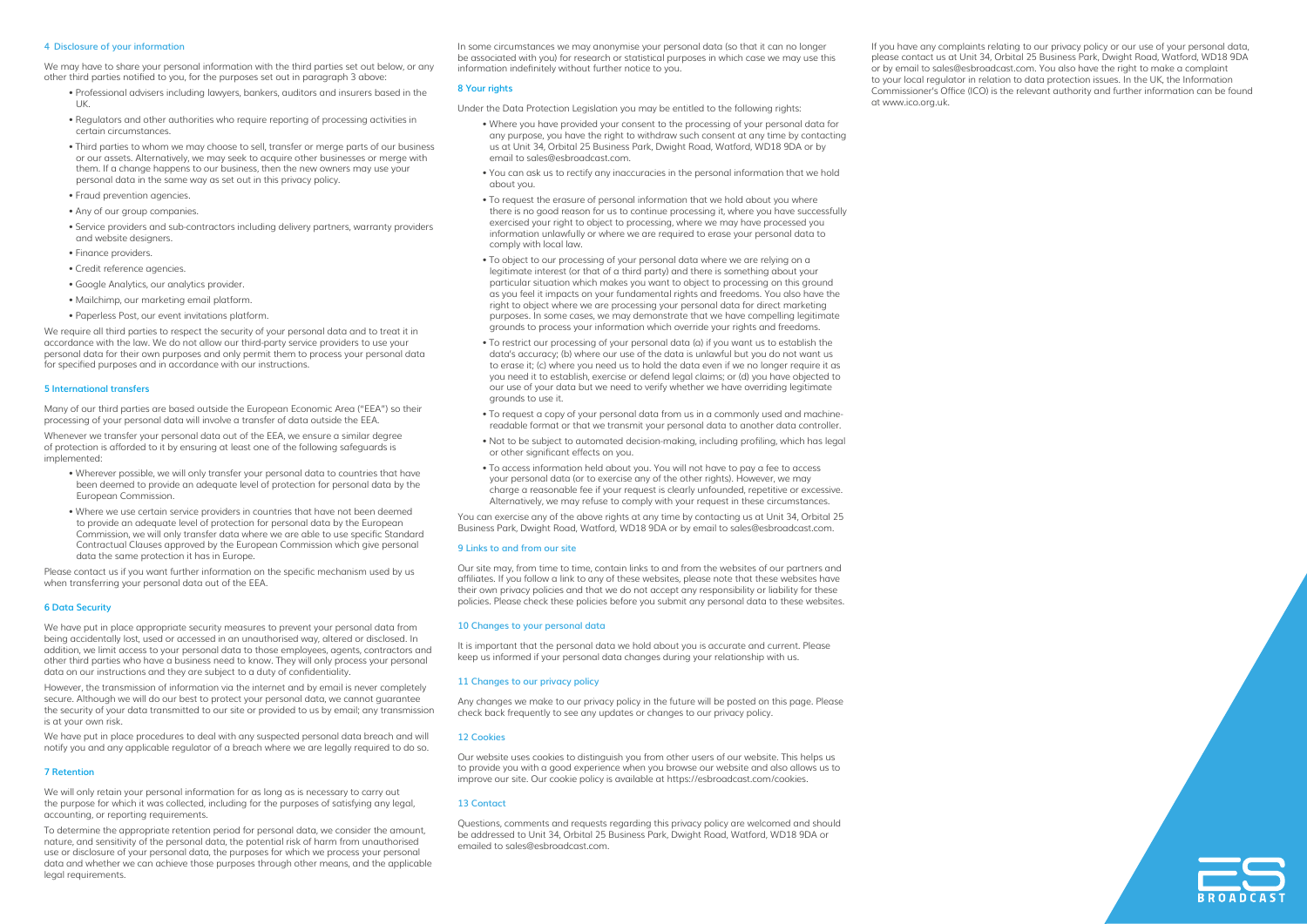## 4 Disclosure of your information

We may have to share your personal information with the third parties set out below, or any other third parties notified to you, for the purposes set out in paragraph 3 above:

- Professional advisers including lawyers, bankers, auditors and insurers based in the UK.
- Regulators and other authorities who require reporting of processing activities in certain circumstances.
- Third parties to whom we may choose to sell, transfer or merge parts of our business or our assets. Alternatively, we may seek to acquire other businesses or merge with them. If a change happens to our business, then the new owners may use your personal data in the same way as set out in this privacy policy.
- Fraud prevention agencies.
- Any of our group companies.
- Service providers and sub-contractors including delivery partners, warranty providers and website designers.
- Finance providers.
- Credit reference agencies.
- Google Analytics, our analytics provider.
- Mailchimp, our marketing email platform.
- Paperless Post, our event invitations platform.

We require all third parties to respect the security of your personal data and to treat it in accordance with the law. We do not allow our third-party service providers to use your personal data for their own purposes and only permit them to process your personal data for specified purposes and in accordance with our instructions.

## 5 International transfers

Many of our third parties are based outside the European Economic Area ("EEA") so their processing of your personal data will involve a transfer of data outside the EEA.

Whenever we transfer your personal data out of the EEA, we ensure a similar degree of protection is afforded to it by ensuring at least one of the following safeguards is implemented:

- Wherever possible, we will only transfer your personal data to countries that have been deemed to provide an adequate level of protection for personal data by the European Commission.
- Where we use certain service providers in countries that have not been deemed to provide an adequate level of protection for personal data by the European Commission, we will only transfer data where we are able to use specific Standard Contractual Clauses approved by the European Commission which give personal data the same protection it has in Europe.

Please contact us if you want further information on the specific mechanism used by us when transferring your personal data out of the EEA.

## 6 Data Security

We have put in place appropriate security measures to prevent your personal data from being accidentally lost, used or accessed in an unauthorised way, altered or disclosed. In addition, we limit access to your personal data to those employees, agents, contractors and other third parties who have a business need to know. They will only process your personal data on our instructions and they are subject to a duty of confidentiality.

However, the transmission of information via the internet and by email is never completely secure. Although we will do our best to protect your personal data, we cannot guarantee the security of your data transmitted to our site or provided to us by email; any transmission is at your own risk.

We have put in place procedures to deal with any suspected personal data breach and will notify you and any applicable regulator of a breach where we are legally required to do so.

## 7 Retention

We will only retain your personal information for as long as is necessary to carry out the purpose for which it was collected, including for the purposes of satisfying any legal, accounting, or reporting requirements.

To determine the appropriate retention period for personal data, we consider the amount, nature, and sensitivity of the personal data, the potential risk of harm from unauthorised use or disclosure of your personal data, the purposes for which we process your personal data and whether we can achieve those purposes through other means, and the applicable legal requirements.

In some circumstances we may anonymise your personal data (so that it can no longer be associated with you) for research or statistical purposes in which case we may use this information indefinitely without further notice to you.

## 8 Your rights

Under the Data Protection Legislation you may be entitled to the following rights:

- Where you have provided your consent to the processing of your personal data for any purpose, you have the right to withdraw such consent at any time by contacting us at Unit 34, Orbital 25 Business Park, Dwight Road, Watford, WD18 9DA or by email to sales@esbroadcast.com.
- You can ask us to rectify any inaccuracies in the personal information that we hold about you.
- To request the erasure of personal information that we hold about you where there is no good reason for us to continue processing it, where you have successfully exercised your right to object to processing, where we may have processed you information unlawfully or where we are required to erase your personal data to comply with local law.
- To object to our processing of your personal data where we are relying on a legitimate interest (or that of a third party) and there is something about your particular situation which makes you want to object to processing on this ground as you feel it impacts on your fundamental rights and freedoms. You also have the right to object where we are processing your personal data for direct marketing purposes. In some cases, we may demonstrate that we have compelling legitimate grounds to process your information which override your rights and freedoms.
- To restrict our processing of your personal data (a) if you want us to establish the data's accuracy; (b) where our use of the data is unlawful but you do not want us to erase it; (c) where you need us to hold the data even if we no longer require it as you need it to establish, exercise or defend legal claims; or (d) you have objected to our use of your data but we need to verify whether we have overriding legitimate grounds to use it.
- To request a copy of your personal data from us in a commonly used and machine-readable format or that we transmit your personal data to another data controller.
- Not to be subject to automated decision-making, including profiling, which has legal or other significant effects on you.
- To access information held about you. You will not have to pay a fee to access your personal data (or to exercise any of the other rights). However, we may charge a reasonable fee if your request is clearly unfounded, repetitive or excessive. Alternatively, we may refuse to comply with your request in these circumstances.

You can exercise any of the above rights at any time by contacting us at Unit 34, Orbital 25 Business Park, Dwight Road, Watford, WD18 9DA or by email to sales@esbroadcast.com.

## 9 Links to and from our site

Our site may, from time to time, contain links to and from the websites of our partners and affiliates. If you follow a link to any of these websites, please note that these websites have their own privacy policies and that we do not accept any responsibility or liability for these policies. Please check these policies before you submit any personal data to these websites.

## 10 Changes to your personal data

It is important that the personal data we hold about you is accurate and current. Please keep us informed if your personal data changes during your relationship with us.

## 11 Changes to our privacy policy

Any changes we make to our privacy policy in the future will be posted on this page. Please check back frequently to see any updates or changes to our privacy policy.

## 12 Cookies

Our website uses cookies to distinguish you from other users of our website. This helps us to provide you with a good experience when you browse our website and also allows us to improve our site. Our cookie policy is available at https://esbroadcast.com/cookies.

## 13 Contact

Questions, comments and requests regarding this privacy policy are welcomed and should be addressed to Unit 34, Orbital 25 Business Park, Dwight Road, Watford, WD18 9DA or emailed to sales@esbroadcast.com.

If you have any complaints relating to our privacy policy or our use of your personal data, please contact us at Unit 34, Orbital 25 Business Park, Dwight Road, Watford, WD18 9DA or by email to sales@esbroadcast.com. You also have the right to make a complaint to your local regulator in relation to data protection issues. In the UK, the Information Commissioner's Office (ICO) is the relevant authority and further information can be found at www.ico.org.uk.